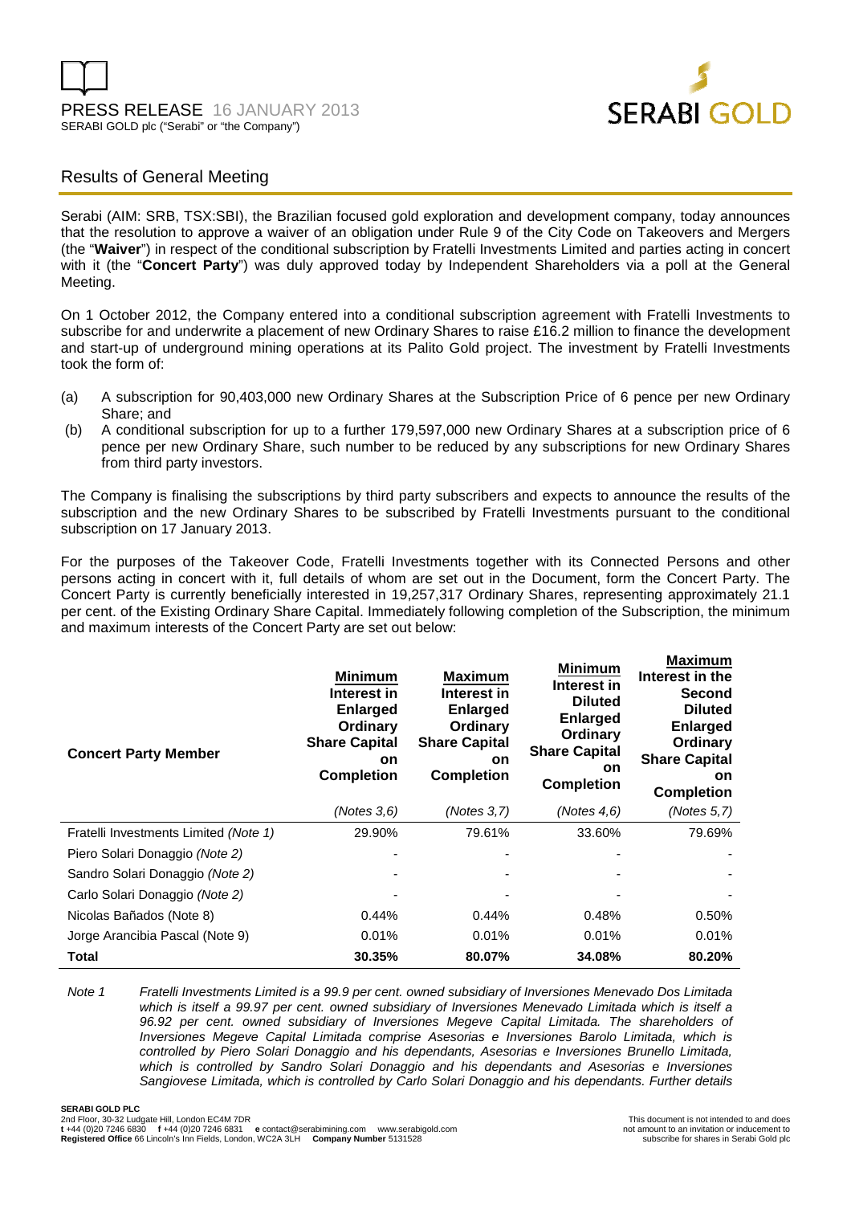PRESS RELEASE 16 JANUARY 2013

SERABI GOLD plc ("Serabi" or "the Company")

## Results of General Meeting

Serabi (AIM: SRB, TSX:SBI), the Brazilian focused gold exploration and development company, today announces that the resolution to approve a waiver of an obligation under Rule 9 of the City Code on Takeovers and Mergers (the "**Waiver**") in respect of the conditional subscription by Fratelli Investments Limited and parties acting in concert with it (the "**Concert Party**") was duly approved today by Independent Shareholders via a poll at the General Meeting.

On 1 October 2012, the Company entered into a conditional subscription agreement with Fratelli Investments to subscribe for and underwrite a placement of new Ordinary Shares to raise £16.2 million to finance the development and start-up of underground mining operations at its Palito Gold project. The investment by Fratelli Investments took the form of:

(a) A subscription for 90,403,000 new Ordinary Shares at the Subscription Price of 6 pence per new Ordinary Share; and

(b) A conditional subscription for up to a further 179,597,000 new Ordinary Shares at a subscription price of 6 pence per new Ordinary Share, such number to be reduced by any subscriptions for new Ordinary Shares from third party investors.

The Company is finalising the subscriptions by third party subscribers and expects to announce the results of the subscription and the new Ordinary Shares to be subscribed by Fratelli Investments pursuant to the conditional subscription on 17 January 2013.

For the purposes of the Takeover Code, Fratelli Investments together with its Connected Persons and other persons acting in concert with it, full details of whom are set out in the Document, form the Concert Party. The Concert Party is currently beneficially interested in 19,257,317 Ordinary Shares, representing approximately 21.1 per cent. of the Existing Ordinary Share Capital. Immediately following completion of the Subscription, the minimum and maximum interests of the Concert Party are set out below:

| **Concert Party Member** | **Minimum Interest in Enlarged Ordinary Share Capital on Completion** *(Notes 3,6)* | **Maximum Interest in Enlarged Ordinary Share Capital on Completion** *(Notes 3,7)* | **Minimum Interest in Diluted Enlarged Ordinary Share Capital on Completion** *(Notes 4,6)* | **Maximum Interest in the Second Diluted Enlarged Ordinary Share Capital on Completion** *(Notes 5,7)* |
|---|---|---|---|---|
| Fratelli Investments Limited *(Note 1)* | 29.90% | 79.61% | 33.60% | 79.69% |
| Piero Solari Donaggio *(Note 2)* | - | - | - | - |
| Sandro Solari Donaggio *(Note 2)* | - | - | - | - |
| Carlo Solari Donaggio *(Note 2)* | - | - | - | - |
| Nicolas Bañados (Note 8) | 0.44% | 0.44% | 0.48% | 0.50% |
| Jorge Arancibia Pascal (Note 9) | 0.01% | 0.01% | 0.01% | 0.01% |
| **Total** | **30.35%** | **80.07%** | **34.08%** | **80.20%** |

*Note 1* *Fratelli Investments Limited is a 99.9 per cent. owned subsidiary of Inversiones Menevado Dos Limitada which is itself a 99.97 per cent. owned subsidiary of Inversiones Menevado Limitada which is itself a 96.92 per cent. owned subsidiary of Inversiones Megeve Capital Limitada. The shareholders of Inversiones Megeve Capital Limitada comprise Asesorias e Inversiones Barolo Limitada, which is controlled by Piero Solari Donaggio and his dependants, Asesorias e Inversiones Brunello Limitada, which is controlled by Sandro Solari Donaggio and his dependants and Asesorias e Inversiones Sangiovese Limitada, which is controlled by Carlo Solari Donaggio and his dependants. Further details*

**SERABI GOLD PLC**
2nd Floor, 30-32 Ludgate Hill, London EC4M 7DR
**t** +44 (0)20 7246 6830 **f** +44 (0)20 7246 6831 **e** contact@serabimining.com www.serabigold.com
**Registered Office** 66 Lincoln's Inn Fields, London, WC2A 3LH **Company Number** 5131528

This document is not intended to and does not amount to an invitation or inducement to subscribe for shares in Serabi Gold plc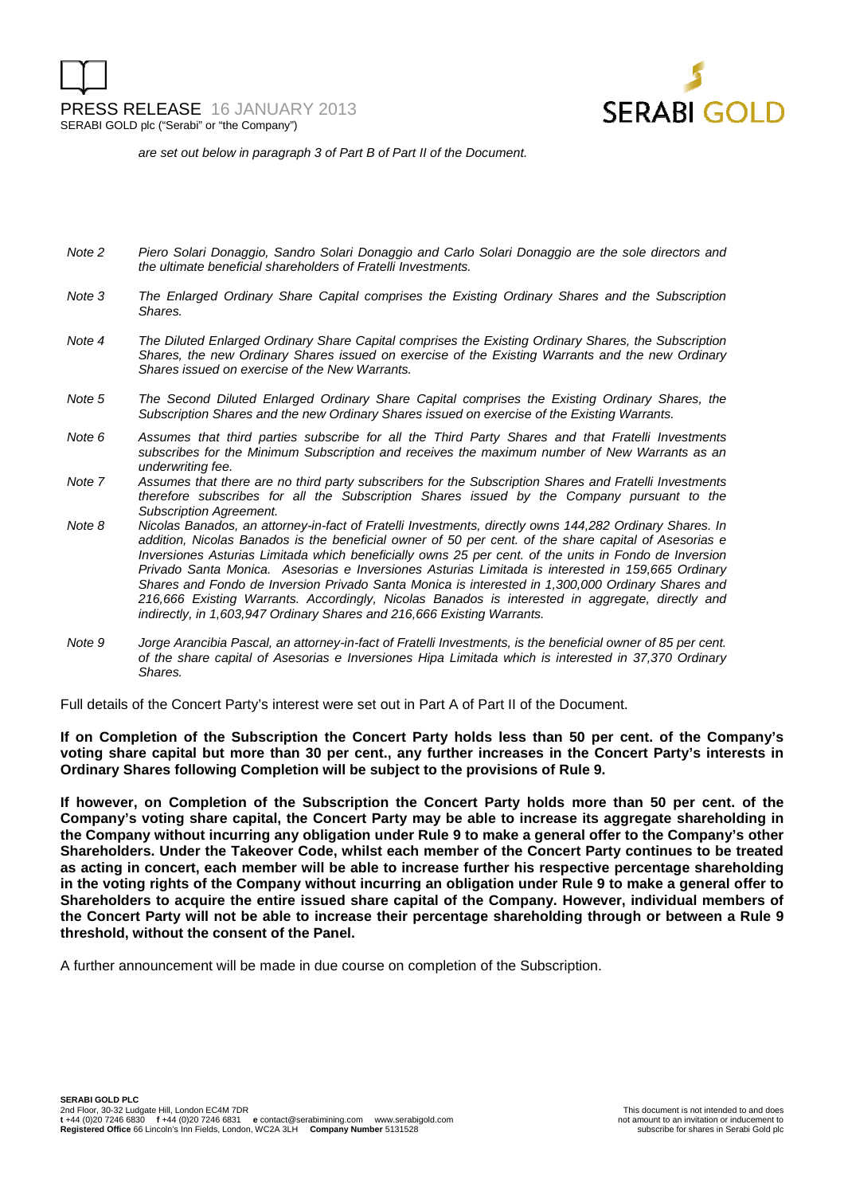*are set out below in paragraph 3 of Part B of Part II of the Document.*

| | |
|---|---|
| *Note 2* | *Piero Solari Donaggio, Sandro Solari Donaggio and Carlo Solari Donaggio are the sole directors and the ultimate beneficial shareholders of Fratelli Investments.* |
| *Note 3* | *The Enlarged Ordinary Share Capital comprises the Existing Ordinary Shares and the Subscription Shares.* |
| *Note 4* | *The Diluted Enlarged Ordinary Share Capital comprises the Existing Ordinary Shares, the Subscription Shares, the new Ordinary Shares issued on exercise of the Existing Warrants and the new Ordinary Shares issued on exercise of the New Warrants.* |
| *Note 5* | *The Second Diluted Enlarged Ordinary Share Capital comprises the Existing Ordinary Shares, the Subscription Shares and the new Ordinary Shares issued on exercise of the Existing Warrants.* |
| *Note 6* | *Assumes that third parties subscribe for all the Third Party Shares and that Fratelli Investments subscribes for the Minimum Subscription and receives the maximum number of New Warrants as an underwriting fee.* |
| *Note 7* | *Assumes that there are no third party subscribers for the Subscription Shares and Fratelli Investments therefore subscribes for all the Subscription Shares issued by the Company pursuant to the Subscription Agreement.* |
| *Note 8* | *Nicolas Banados, an attorney-in-fact of Fratelli Investments, directly owns 144,282 Ordinary Shares. In addition, Nicolas Banados is the beneficial owner of 50 per cent. of the share capital of Asesorias e Inversiones Asturias Limitada which beneficially owns 25 per cent. of the units in Fondo de Inversion Privado Santa Monica. Asesorias e Inversiones Asturias Limitada is interested in 159,665 Ordinary Shares and Fondo de Inversion Privado Santa Monica is interested in 1,300,000 Ordinary Shares and 216,666 Existing Warrants. Accordingly, Nicolas Banados is interested in aggregate, directly and indirectly, in 1,603,947 Ordinary Shares and 216,666 Existing Warrants.* |
| *Note 9* | *Jorge Arancibia Pascal, an attorney-in-fact of Fratelli Investments, is the beneficial owner of 85 per cent. of the share capital of Asesorias e Inversiones Hipa Limitada which is interested in 37,370 Ordinary Shares.* |

Full details of the Concert Party's interest were set out in Part A of Part II of the Document.

**If on Completion of the Subscription the Concert Party holds less than 50 per cent. of the Company's voting share capital but more than 30 per cent., any further increases in the Concert Party's interests in Ordinary Shares following Completion will be subject to the provisions of Rule 9.**

**If however, on Completion of the Subscription the Concert Party holds more than 50 per cent. of the Company's voting share capital, the Concert Party may be able to increase its aggregate shareholding in the Company without incurring any obligation under Rule 9 to make a general offer to the Company's other Shareholders. Under the Takeover Code, whilst each member of the Concert Party continues to be treated as acting in concert, each member will be able to increase further his respective percentage shareholding in the voting rights of the Company without incurring an obligation under Rule 9 to make a general offer to Shareholders to acquire the entire issued share capital of the Company. However, individual members of the Concert Party will not be able to increase their percentage shareholding through or between a Rule 9 threshold, without the consent of the Panel.**

A further announcement will be made in due course on completion of the Subscription.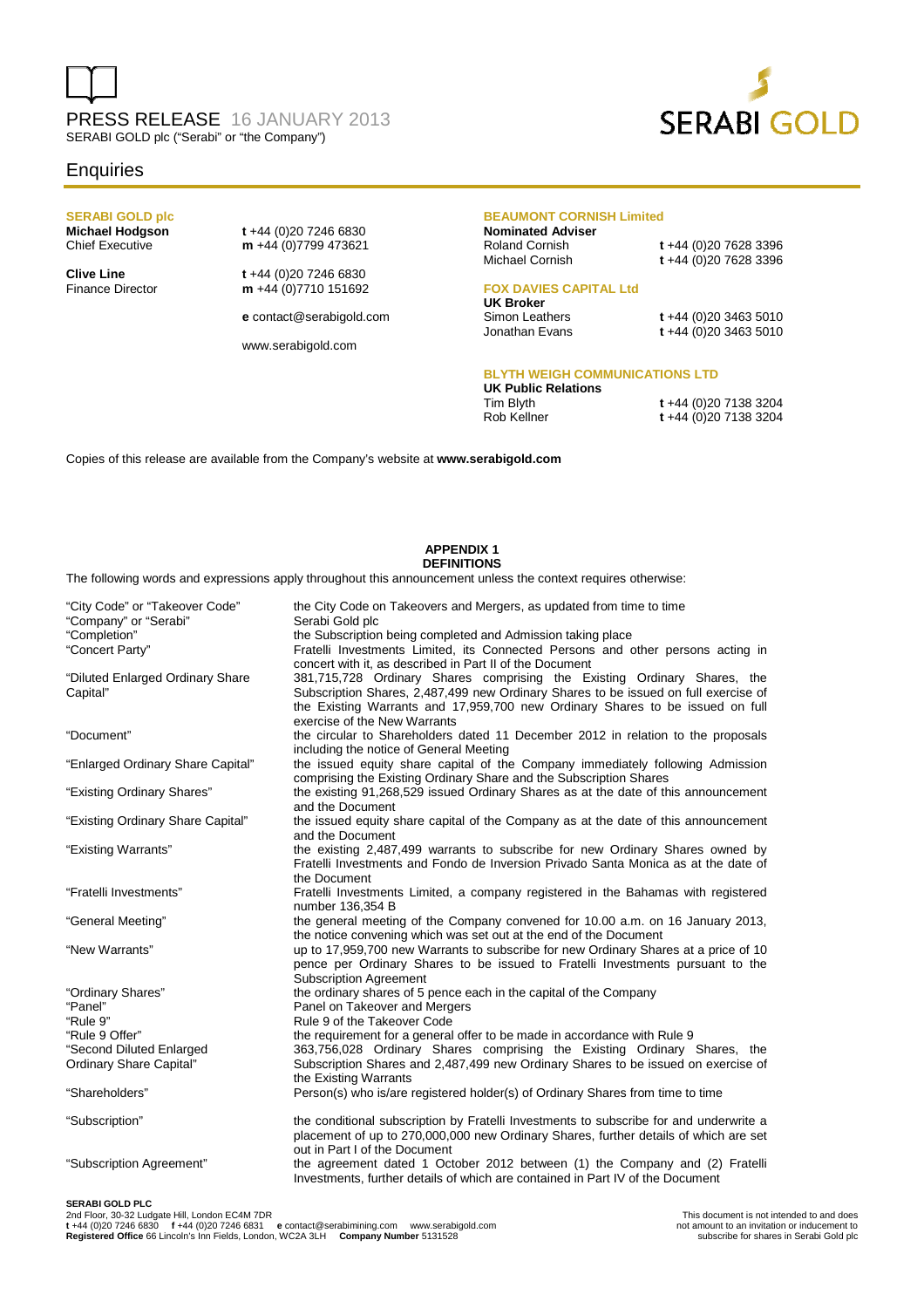PRESS RELEASE 16 JANUARY 2013
SERABI GOLD plc ("Serabi" or "the Company")

## Enquiries

**SERABI GOLD plc**

**Michael Hodgson** — Chief Executive
t +44 (0)20 7246 6830
m +44 (0)7799 473621

**Clive Line** — Finance Director
t +44 (0)20 7246 6830
m +44 (0)7710 151692

e contact@serabigold.com

www.serabigold.com

**BEAUMONT CORNISH Limited**
**Nominated Adviser**
Roland Cornish t +44 (0)20 7628 3396
Michael Cornish t +44 (0)20 7628 3396

**FOX DAVIES CAPITAL Ltd**
**UK Broker**
Simon Leathers t +44 (0)20 3463 5010
Jonathan Evans t +44 (0)20 3463 5010

**BLYTH WEIGH COMMUNICATIONS LTD**
**UK Public Relations**
Tim Blyth t +44 (0)20 7138 3204
Rob Kellner t +44 (0)20 7138 3204

Copies of this release are available from the Company's website at **www.serabigold.com**

## APPENDIX 1
## DEFINITIONS

The following words and expressions apply throughout this announcement unless the context requires otherwise:

| Term | Definition |
|---|---|
| "City Code" or "Takeover Code" | the City Code on Takeovers and Mergers, as updated from time to time |
| "Company" or "Serabi" | Serabi Gold plc |
| "Completion" | the Subscription being completed and Admission taking place |
| "Concert Party" | Fratelli Investments Limited, its Connected Persons and other persons acting in concert with it, as described in Part II of the Document |
| "Diluted Enlarged Ordinary Share Capital" | 381,715,728 Ordinary Shares comprising the Existing Ordinary Shares, the Subscription Shares, 2,487,499 new Ordinary Shares to be issued on full exercise of the Existing Warrants and 17,959,700 new Ordinary Shares to be issued on full exercise of the New Warrants |
| "Document" | the circular to Shareholders dated 11 December 2012 in relation to the proposals including the notice of General Meeting |
| "Enlarged Ordinary Share Capital" | the issued equity share capital of the Company immediately following Admission comprising the Existing Ordinary Share and the Subscription Shares |
| "Existing Ordinary Shares" | the existing 91,268,529 issued Ordinary Shares as at the date of this announcement and the Document |
| "Existing Ordinary Share Capital" | the issued equity share capital of the Company as at the date of this announcement and the Document |
| "Existing Warrants" | the existing 2,487,499 warrants to subscribe for new Ordinary Shares owned by Fratelli Investments and Fondo de Inversion Privado Santa Monica as at the date of the Document |
| "Fratelli Investments" | Fratelli Investments Limited, a company registered in the Bahamas with registered number 136,354 B |
| "General Meeting" | the general meeting of the Company convened for 10.00 a.m. on 16 January 2013, the notice convening which was set out at the end of the Document |
| "New Warrants" | up to 17,959,700 new Warrants to subscribe for new Ordinary Shares at a price of 10 pence per Ordinary Shares to be issued to Fratelli Investments pursuant to the Subscription Agreement |
| "Ordinary Shares" | the ordinary shares of 5 pence each in the capital of the Company |
| "Panel" | Panel on Takeover and Mergers |
| "Rule 9" | Rule 9 of the Takeover Code |
| "Rule 9 Offer" | the requirement for a general offer to be made in accordance with Rule 9 |
| "Second Diluted Enlarged Ordinary Share Capital" | 363,756,028 Ordinary Shares comprising the Existing Ordinary Shares, the Subscription Shares and 2,487,499 new Ordinary Shares to be issued on exercise of the Existing Warrants |
| "Shareholders" | Person(s) who is/are registered holder(s) of Ordinary Shares from time to time |
| "Subscription" | the conditional subscription by Fratelli Investments to subscribe for and underwrite a placement of up to 270,000,000 new Ordinary Shares, further details of which are set out in Part I of the Document |
| "Subscription Agreement" | the agreement dated 1 October 2012 between (1) the Company and (2) Fratelli Investments, further details of which are contained in Part IV of the Document |

**SERABI GOLD PLC**
2nd Floor, 30-32 Ludgate Hill, London EC4M 7DR
t +44 (0)20 7246 6830 f +44 (0)20 7246 6831 e contact@serabimining.com www.serabigold.com
**Registered Office** 66 Lincoln's Inn Fields, London, WC2A 3LH **Company Number** 5131528

This document is not intended to and does not amount to an invitation or inducement to subscribe for shares in Serabi Gold plc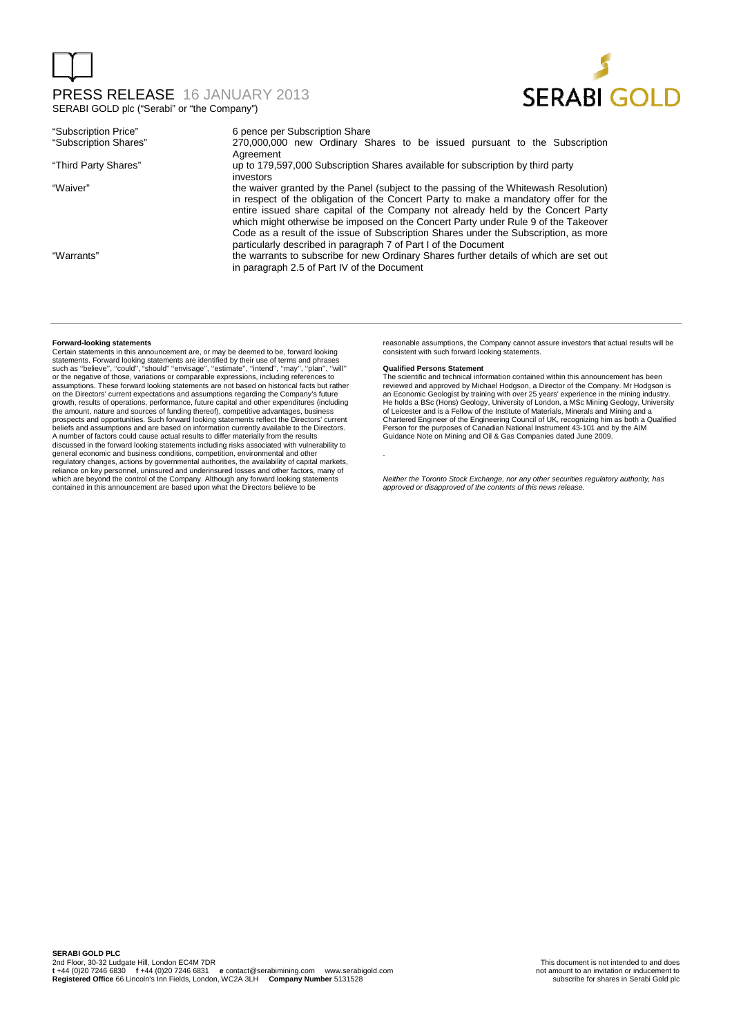| | |
|---|---|
| "Subscription Price" | 6 pence per Subscription Share |
| "Subscription Shares" | 270,000,000 new Ordinary Shares to be issued pursuant to the Subscription Agreement |
| "Third Party Shares" | up to 179,597,000 Subscription Shares available for subscription by third party investors |
| "Waiver" | the waiver granted by the Panel (subject to the passing of the Whitewash Resolution) in respect of the obligation of the Concert Party to make a mandatory offer for the entire issued share capital of the Company not already held by the Concert Party which might otherwise be imposed on the Concert Party under Rule 9 of the Takeover Code as a result of the issue of Subscription Shares under the Subscription, as more particularly described in paragraph 7 of Part I of the Document |
| "Warrants" | the warrants to subscribe for new Ordinary Shares further details of which are set out in paragraph 2.5 of Part IV of the Document |

**Forward-looking statements**

Certain statements in this announcement are, or may be deemed to be, forward looking statements. Forward looking statements are identified by their use of terms and phrases such as ''believe'', ''could'', "should" ''envisage'', ''estimate'', ''intend'', ''may'', ''plan'', ''will'' or the negative of those, variations or comparable expressions, including references to assumptions. These forward looking statements are not based on historical facts but rather on the Directors' current expectations and assumptions regarding the Company's future growth, results of operations, performance, future capital and other expenditures (including the amount, nature and sources of funding thereof), competitive advantages, business prospects and opportunities. Such forward looking statements reflect the Directors' current beliefs and assumptions and are based on information currently available to the Directors. A number of factors could cause actual results to differ materially from the results discussed in the forward looking statements including risks associated with vulnerability to general economic and business conditions, competition, environmental and other regulatory changes, actions by governmental authorities, the availability of capital markets, reliance on key personnel, uninsured and underinsured losses and other factors, many of which are beyond the control of the Company. Although any forward looking statements contained in this announcement are based upon what the Directors believe to be reasonable assumptions, the Company cannot assure investors that actual results will be consistent with such forward looking statements.

**Qualified Persons Statement**

The scientific and technical information contained within this announcement has been reviewed and approved by Michael Hodgson, a Director of the Company. Mr Hodgson is an Economic Geologist by training with over 25 years' experience in the mining industry. He holds a BSc (Hons) Geology, University of London, a MSc Mining Geology, University of Leicester and is a Fellow of the Institute of Materials, Minerals and Mining and a Chartered Engineer of the Engineering Council of UK, recognizing him as both a Qualified Person for the purposes of Canadian National Instrument 43-101 and by the AIM Guidance Note on Mining and Oil & Gas Companies dated June 2009.

*Neither the Toronto Stock Exchange, nor any other securities regulatory authority, has approved or disapproved of the contents of this news release.*